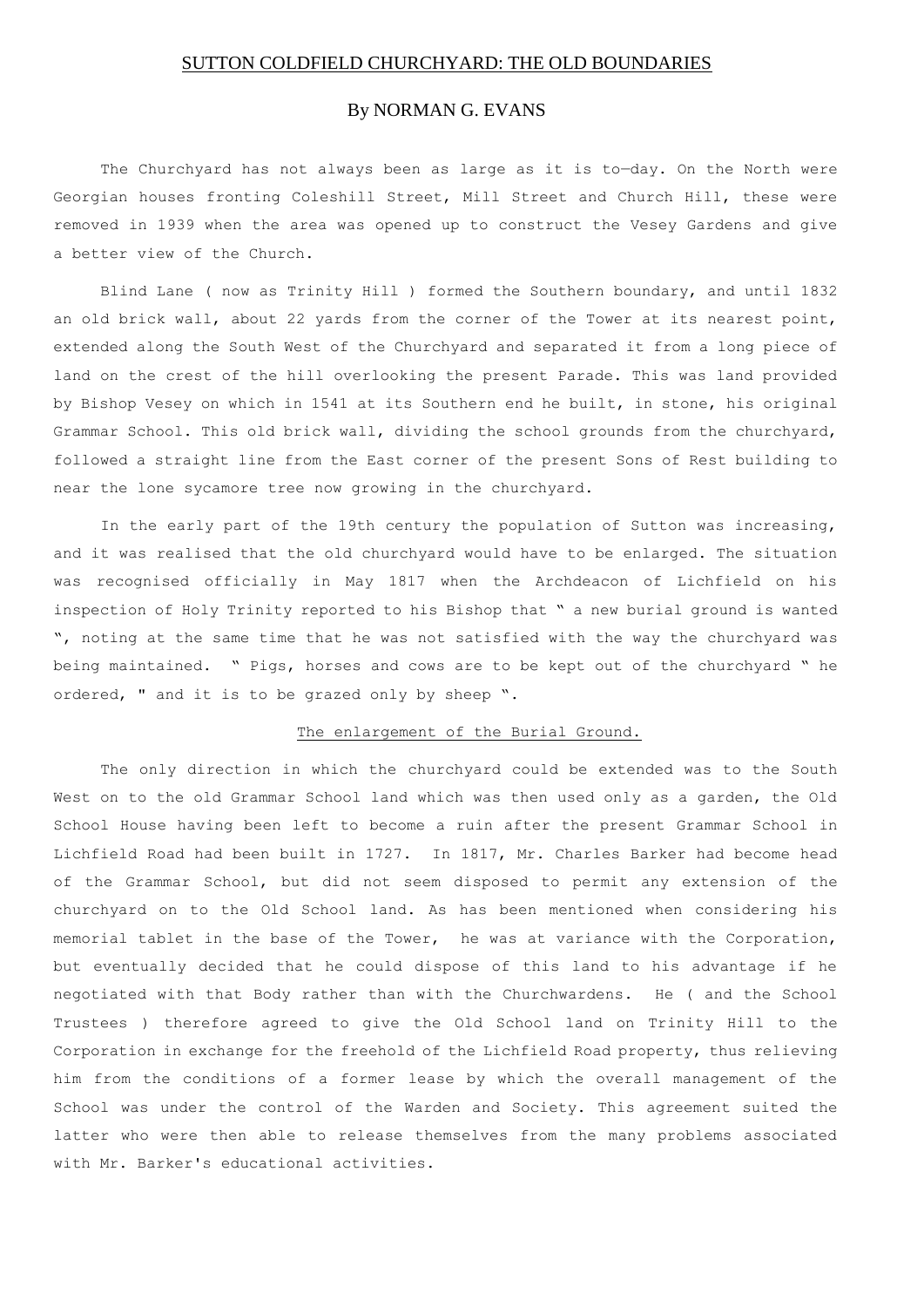# SUTTON COLDFIELD CHURCHYARD: THE OLD BOUNDARIES

## By NORMAN G. EVANS

The Churchyard has not always been as large as it is to—day. On the North were Georgian houses fronting Coleshill Street, Mill Street and Church Hill, these were removed in 1939 when the area was opened up to construct the Vesey Gardens and give a better view of the Church.

Blind Lane ( now as Trinity Hill ) formed the Southern boundary, and until 1832 an old brick wall, about 22 yards from the corner of the Tower at its nearest point, extended along the South West of the Churchyard and separated it from a long piece of land on the crest of the hill overlooking the present Parade. This was land provided by Bishop Vesey on which in 1541 at its Southern end he built, in stone, his original Grammar School. This old brick wall, dividing the school grounds from the churchyard, followed a straight line from the East corner of the present Sons of Rest building to near the lone sycamore tree now growing in the churchyard.

In the early part of the 19th century the population of Sutton was increasing, and it was realised that the old churchyard would have to be enlarged. The situation was recognised officially in May 1817 when the Archdeacon of Lichfield on his inspection of Holy Trinity reported to his Bishop that " a new burial ground is wanted ", noting at the same time that he was not satisfied with the way the churchyard was being maintained. " Pigs, horses and cows are to be kept out of the churchyard " he ordered, " and it is to be grazed only by sheep ".

### The enlargement of the Burial Ground.

The only direction in which the churchyard could be extended was to the South West on to the old Grammar School land which was then used only as a garden, the Old School House having been left to become a ruin after the present Grammar School in Lichfield Road had been built in 1727. In 1817, Mr. Charles Barker had become head of the Grammar School, but did not seem disposed to permit any extension of the churchyard on to the Old School land. As has been mentioned when considering his memorial tablet in the base of the Tower, he was at variance with the Corporation, but eventually decided that he could dispose of this land to his advantage if he negotiated with that Body rather than with the Churchwardens. He ( and the School Trustees ) therefore agreed to give the Old School land on Trinity Hill to the Corporation in exchange for the freehold of the Lichfield Road property, thus relieving him from the conditions of a former lease by which the overall management of the School was under the control of the Warden and Society. This agreement suited the latter who were then able to release themselves from the many problems associated with Mr. Barker's educational activities.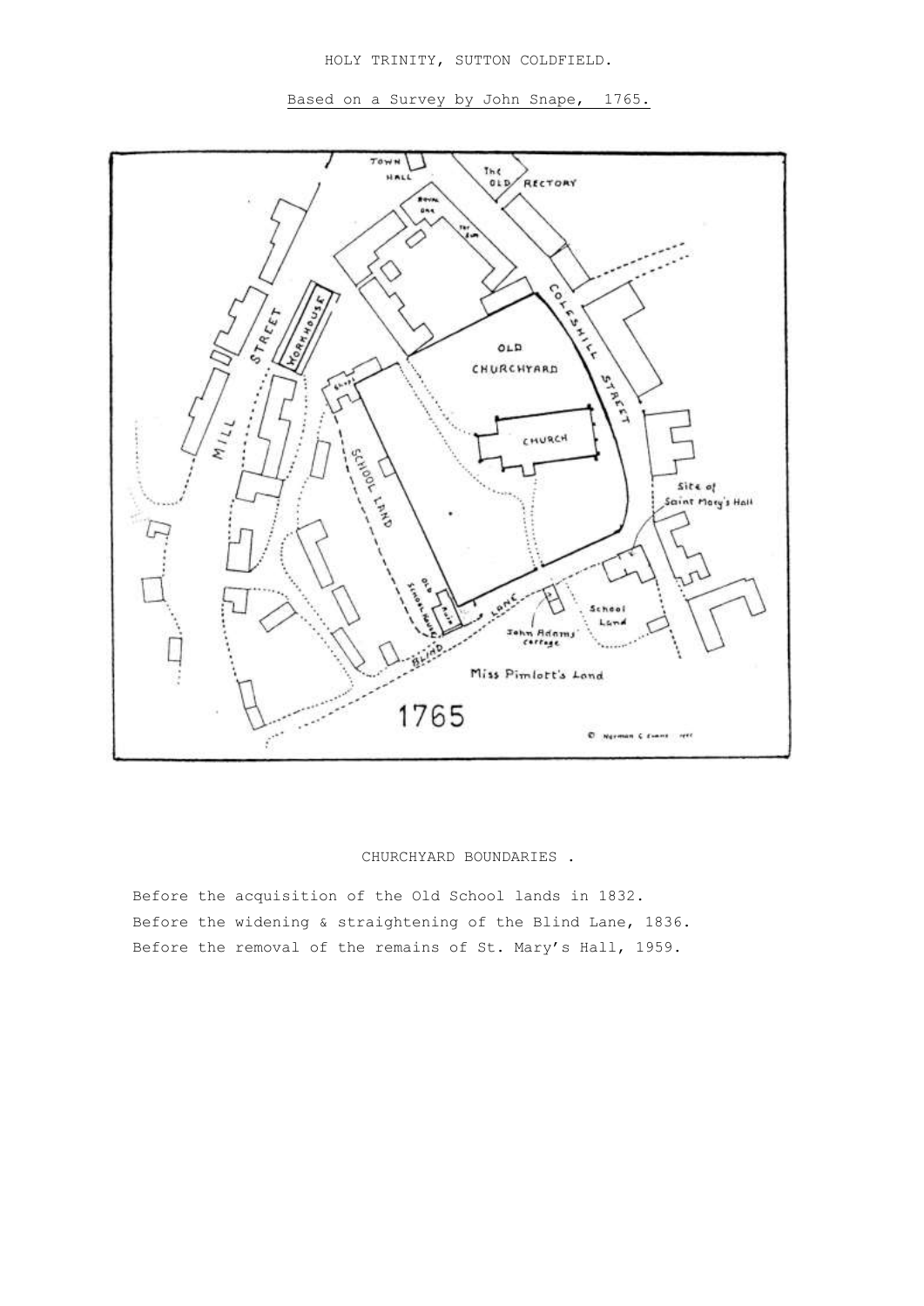HOLY TRINITY, SUTTON COLDFIELD.

Based on a Survey by John Snape, 1765.

CHURCHYARD BOUNDARIES .

Before the acquisition of the Old School lands in 1832.
Before the widening & straightening of the Blind Lane, 1836.
Before the removal of the remains of St. Mary's Hall, 1959.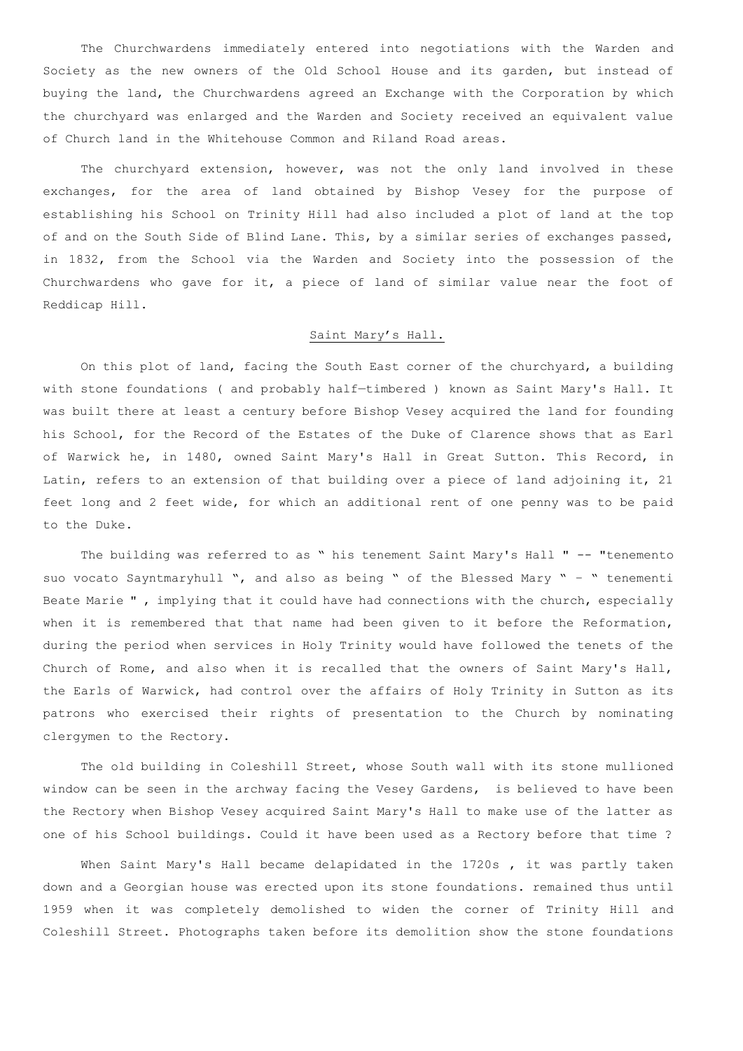The Churchwardens immediately entered into negotiations with the Warden and Society as the new owners of the Old School House and its garden, but instead of buying the land, the Churchwardens agreed an Exchange with the Corporation by which the churchyard was enlarged and the Warden and Society received an equivalent value of Church land in the Whitehouse Common and Riland Road areas.

The churchyard extension, however, was not the only land involved in these exchanges, for the area of land obtained by Bishop Vesey for the purpose of establishing his School on Trinity Hill had also included a plot of land at the top of and on the South Side of Blind Lane. This, by a similar series of exchanges passed, in 1832, from the School via the Warden and Society into the possession of the Churchwardens who gave for it, a piece of land of similar value near the foot of Reddicap Hill.

## Saint Mary's Hall.

On this plot of land, facing the South East corner of the churchyard, a building with stone foundations ( and probably half—timbered ) known as Saint Mary's Hall. It was built there at least a century before Bishop Vesey acquired the land for founding his School, for the Record of the Estates of the Duke of Clarence shows that as Earl of Warwick he, in 1480, owned Saint Mary's Hall in Great Sutton. This Record, in Latin, refers to an extension of that building over a piece of land adjoining it, 21 feet long and 2 feet wide, for which an additional rent of one penny was to be paid to the Duke.

The building was referred to as " his tenement Saint Mary's Hall " -- "tenemento suo vocato Sayntmaryhull ", and also as being " of the Blessed Mary " - " tenementi Beate Marie " , implying that it could have had connections with the church, especially when it is remembered that that name had been given to it before the Reformation, during the period when services in Holy Trinity would have followed the tenets of the Church of Rome, and also when it is recalled that the owners of Saint Mary's Hall, the Earls of Warwick, had control over the affairs of Holy Trinity in Sutton as its patrons who exercised their rights of presentation to the Church by nominating clergymen to the Rectory.

The old building in Coleshill Street, whose South wall with its stone mullioned window can be seen in the archway facing the Vesey Gardens, is believed to have been the Rectory when Bishop Vesey acquired Saint Mary's Hall to make use of the latter as one of his School buildings. Could it have been used as a Rectory before that time ?

When Saint Mary's Hall became delapidated in the 1720s , it was partly taken down and a Georgian house was erected upon its stone foundations. remained thus until 1959 when it was completely demolished to widen the corner of Trinity Hill and Coleshill Street. Photographs taken before its demolition show the stone foundations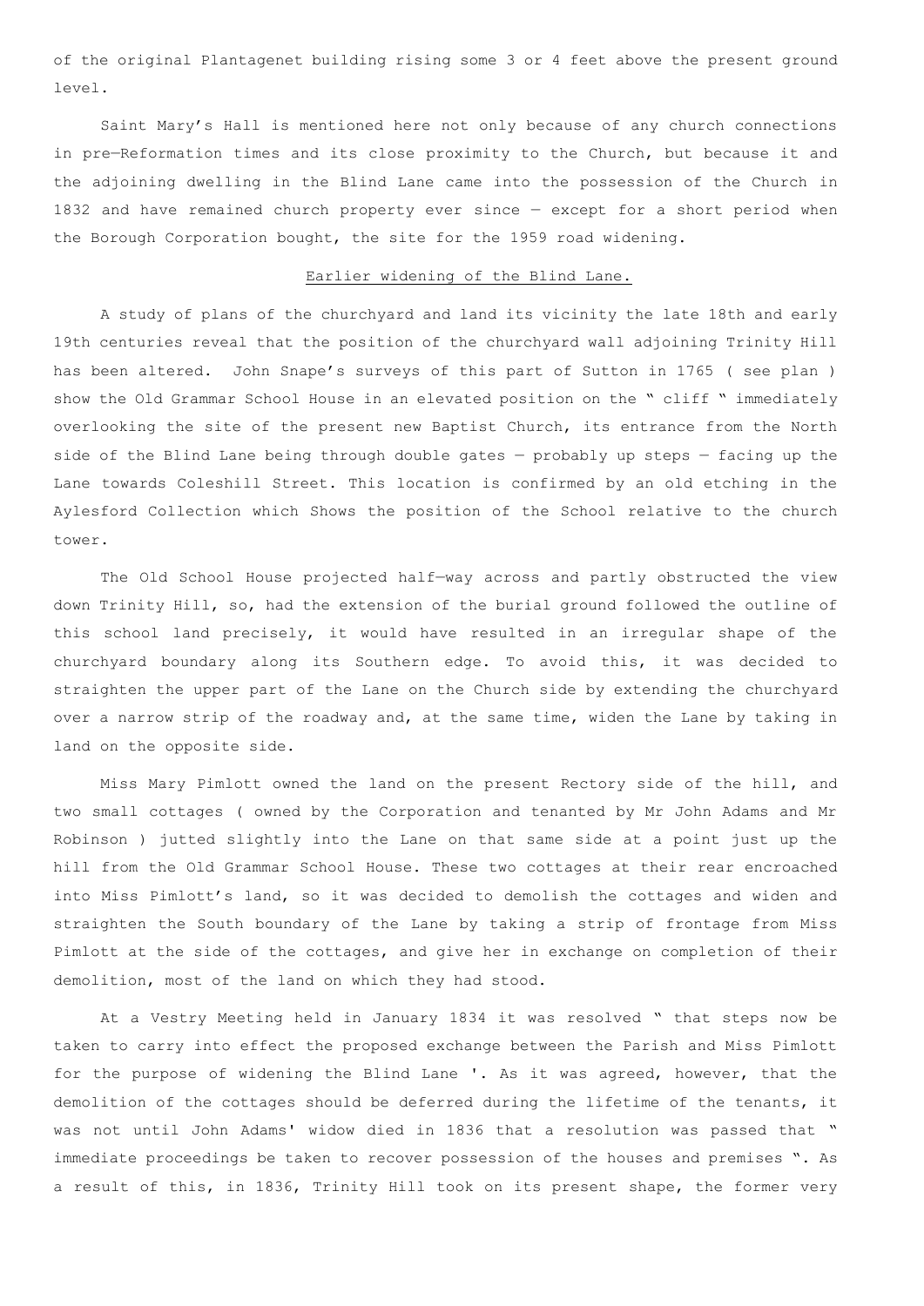of the original Plantagenet building rising some 3 or 4 feet above the present ground level.

Saint Mary's Hall is mentioned here not only because of any church connections in pre—Reformation times and its close proximity to the Church, but because it and the adjoining dwelling in the Blind Lane came into the possession of the Church in 1832 and have remained church property ever since — except for a short period when the Borough Corporation bought, the site for the 1959 road widening.

<u>Earlier widening of the Blind Lane.</u>

A study of plans of the churchyard and land its vicinity the late 18th and early 19th centuries reveal that the position of the churchyard wall adjoining Trinity Hill has been altered. John Snape's surveys of this part of Sutton in 1765 ( see plan ) show the Old Grammar School House in an elevated position on the " cliff " immediately overlooking the site of the present new Baptist Church, its entrance from the North side of the Blind Lane being through double gates — probably up steps — facing up the Lane towards Coleshill Street. This location is confirmed by an old etching in the Aylesford Collection which Shows the position of the School relative to the church tower.

The Old School House projected half—way across and partly obstructed the view down Trinity Hill, so, had the extension of the burial ground followed the outline of this school land precisely, it would have resulted in an irregular shape of the churchyard boundary along its Southern edge. To avoid this, it was decided to straighten the upper part of the Lane on the Church side by extending the churchyard over a narrow strip of the roadway and, at the same time, widen the Lane by taking in land on the opposite side.

Miss Mary Pimlott owned the land on the present Rectory side of the hill, and two small cottages ( owned by the Corporation and tenanted by Mr John Adams and Mr Robinson ) jutted slightly into the Lane on that same side at a point just up the hill from the Old Grammar School House. These two cottages at their rear encroached into Miss Pimlott's land, so it was decided to demolish the cottages and widen and straighten the South boundary of the Lane by taking a strip of frontage from Miss Pimlott at the side of the cottages, and give her in exchange on completion of their demolition, most of the land on which they had stood.

At a Vestry Meeting held in January 1834 it was resolved " that steps now be taken to carry into effect the proposed exchange between the Parish and Miss Pimlott for the purpose of widening the Blind Lane '. As it was agreed, however, that the demolition of the cottages should be deferred during the lifetime of the tenants, it was not until John Adams' widow died in 1836 that a resolution was passed that " immediate proceedings be taken to recover possession of the houses and premises ". As a result of this, in 1836, Trinity Hill took on its present shape, the former very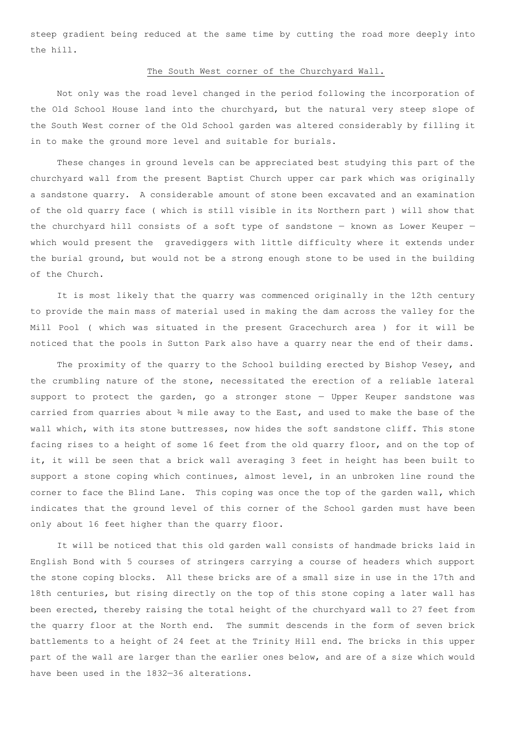steep gradient being reduced at the same time by cutting the road more deeply into the hill.

## The South West corner of the Churchyard Wall.

Not only was the road level changed in the period following the incorporation of the Old School House land into the churchyard, but the natural very steep slope of the South West corner of the Old School garden was altered considerably by filling it in to make the ground more level and suitable for burials.

These changes in ground levels can be appreciated best studying this part of the churchyard wall from the present Baptist Church upper car park which was originally a sandstone quarry. A considerable amount of stone been excavated and an examination of the old quarry face ( which is still visible in its Northern part ) will show that the churchyard hill consists of a soft type of sandstone — known as Lower Keuper — which would present the gravediggers with little difficulty where it extends under the burial ground, but would not be a strong enough stone to be used in the building of the Church.

It is most likely that the quarry was commenced originally in the 12th century to provide the main mass of material used in making the dam across the valley for the Mill Pool ( which was situated in the present Gracechurch area ) for it will be noticed that the pools in Sutton Park also have a quarry near the end of their dams.

The proximity of the quarry to the School building erected by Bishop Vesey, and the crumbling nature of the stone, necessitated the erection of a reliable lateral support to protect the garden, go a stronger stone — Upper Keuper sandstone was carried from quarries about ¾ mile away to the East, and used to make the base of the wall which, with its stone buttresses, now hides the soft sandstone cliff. This stone facing rises to a height of some 16 feet from the old quarry floor, and on the top of it, it will be seen that a brick wall averaging 3 feet in height has been built to support a stone coping which continues, almost level, in an unbroken line round the corner to face the Blind Lane. This coping was once the top of the garden wall, which indicates that the ground level of this corner of the School garden must have been only about 16 feet higher than the quarry floor.

It will be noticed that this old garden wall consists of handmade bricks laid in English Bond with 5 courses of stringers carrying a course of headers which support the stone coping blocks. All these bricks are of a small size in use in the 17th and 18th centuries, but rising directly on the top of this stone coping a later wall has been erected, thereby raising the total height of the churchyard wall to 27 feet from the quarry floor at the North end. The summit descends in the form of seven brick battlements to a height of 24 feet at the Trinity Hill end. The bricks in this upper part of the wall are larger than the earlier ones below, and are of a size which would have been used in the 1832—36 alterations.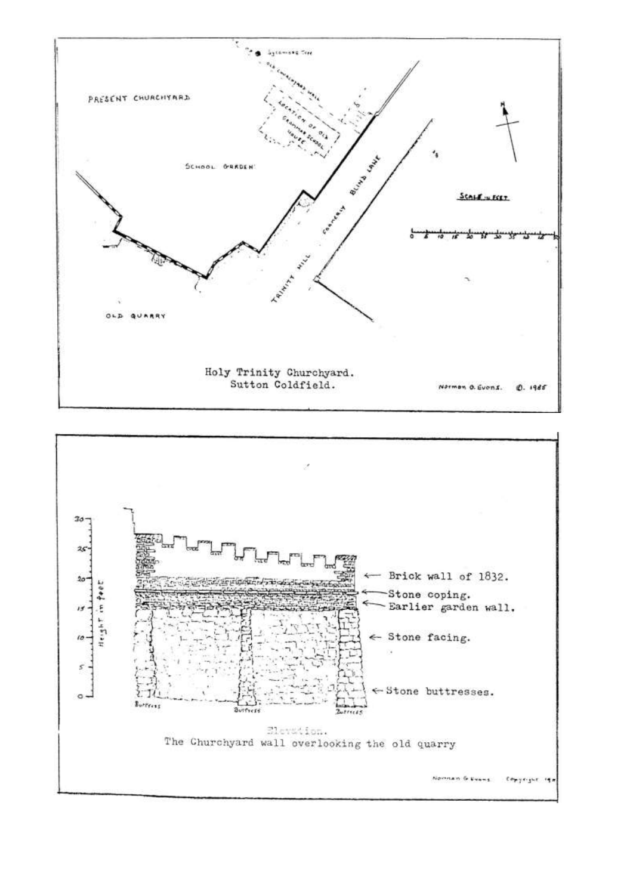PRESENT CHURCHYARD

SCHOOL GARDEN

LOCATION OF OLD GRAMMAR SCHOOL HOUSE

OLD CHURCHYARD WALL

Sycamore Tree

TRINITY HILL FORMERLY BLIND LANE

OLD QUARRY

SCALE IN FEET

0 5 10 15 20 25 30 35 40 45 50

Holy Trinity Churchyard.
Sutton Coldfield.

Norman G. Evans. ©. 1985

Height in feet

0 5 10 15 20 25 30

← Brick wall of 1832.

← Stone coping.

← Earlier garden wall.

← Stone facing.

← Stone buttresses.

Buttress Buttress Buttress

Elevation.
The Churchyard wall overlooking the old quarry

Norman G. Evans Copyright 19..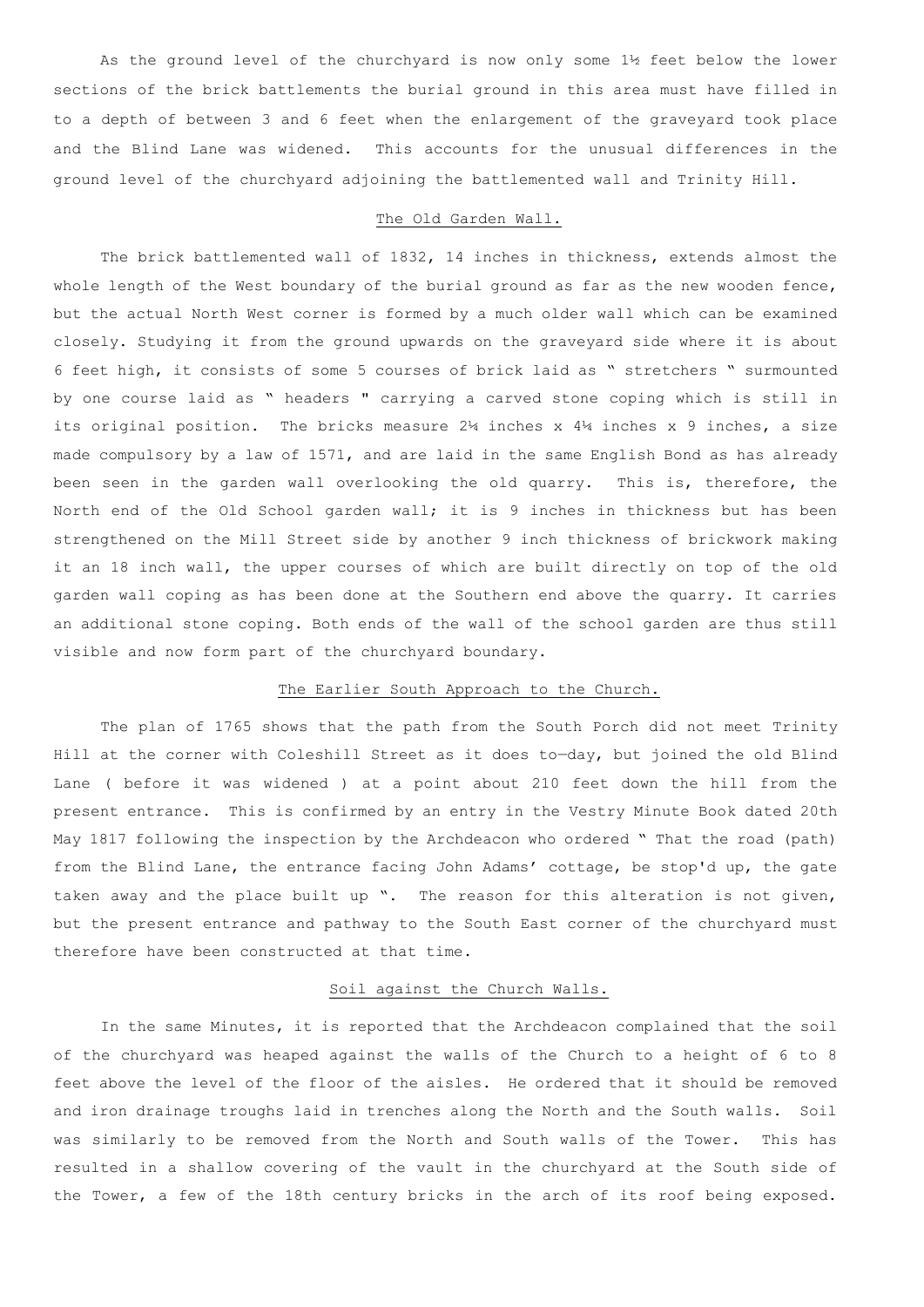As the ground level of the churchyard is now only some 1½ feet below the lower sections of the brick battlements the burial ground in this area must have filled in to a depth of between 3 and 6 feet when the enlargement of the graveyard took place and the Blind Lane was widened. This accounts for the unusual differences in the ground level of the churchyard adjoining the battlemented wall and Trinity Hill.

## The Old Garden Wall.

The brick battlemented wall of 1832, 14 inches in thickness, extends almost the whole length of the West boundary of the burial ground as far as the new wooden fence, but the actual North West corner is formed by a much older wall which can be examined closely. Studying it from the ground upwards on the graveyard side where it is about 6 feet high, it consists of some 5 courses of brick laid as " stretchers " surmounted by one course laid as " headers " carrying a carved stone coping which is still in its original position. The bricks measure 2¼ inches x 4¼ inches x 9 inches, a size made compulsory by a law of 1571, and are laid in the same English Bond as has already been seen in the garden wall overlooking the old quarry. This is, therefore, the North end of the Old School garden wall; it is 9 inches in thickness but has been strengthened on the Mill Street side by another 9 inch thickness of brickwork making it an 18 inch wall, the upper courses of which are built directly on top of the old garden wall coping as has been done at the Southern end above the quarry. It carries an additional stone coping. Both ends of the wall of the school garden are thus still visible and now form part of the churchyard boundary.

## The Earlier South Approach to the Church.

The plan of 1765 shows that the path from the South Porch did not meet Trinity Hill at the corner with Coleshill Street as it does to—day, but joined the old Blind Lane ( before it was widened ) at a point about 210 feet down the hill from the present entrance. This is confirmed by an entry in the Vestry Minute Book dated 20th May 1817 following the inspection by the Archdeacon who ordered " That the road (path) from the Blind Lane, the entrance facing John Adams' cottage, be stop'd up, the gate taken away and the place built up ". The reason for this alteration is not given, but the present entrance and pathway to the South East corner of the churchyard must therefore have been constructed at that time.

## Soil against the Church Walls.

In the same Minutes, it is reported that the Archdeacon complained that the soil of the churchyard was heaped against the walls of the Church to a height of 6 to 8 feet above the level of the floor of the aisles. He ordered that it should be removed and iron drainage troughs laid in trenches along the North and the South walls. Soil was similarly to be removed from the North and South walls of the Tower. This has resulted in a shallow covering of the vault in the churchyard at the South side of the Tower, a few of the 18th century bricks in the arch of its roof being exposed.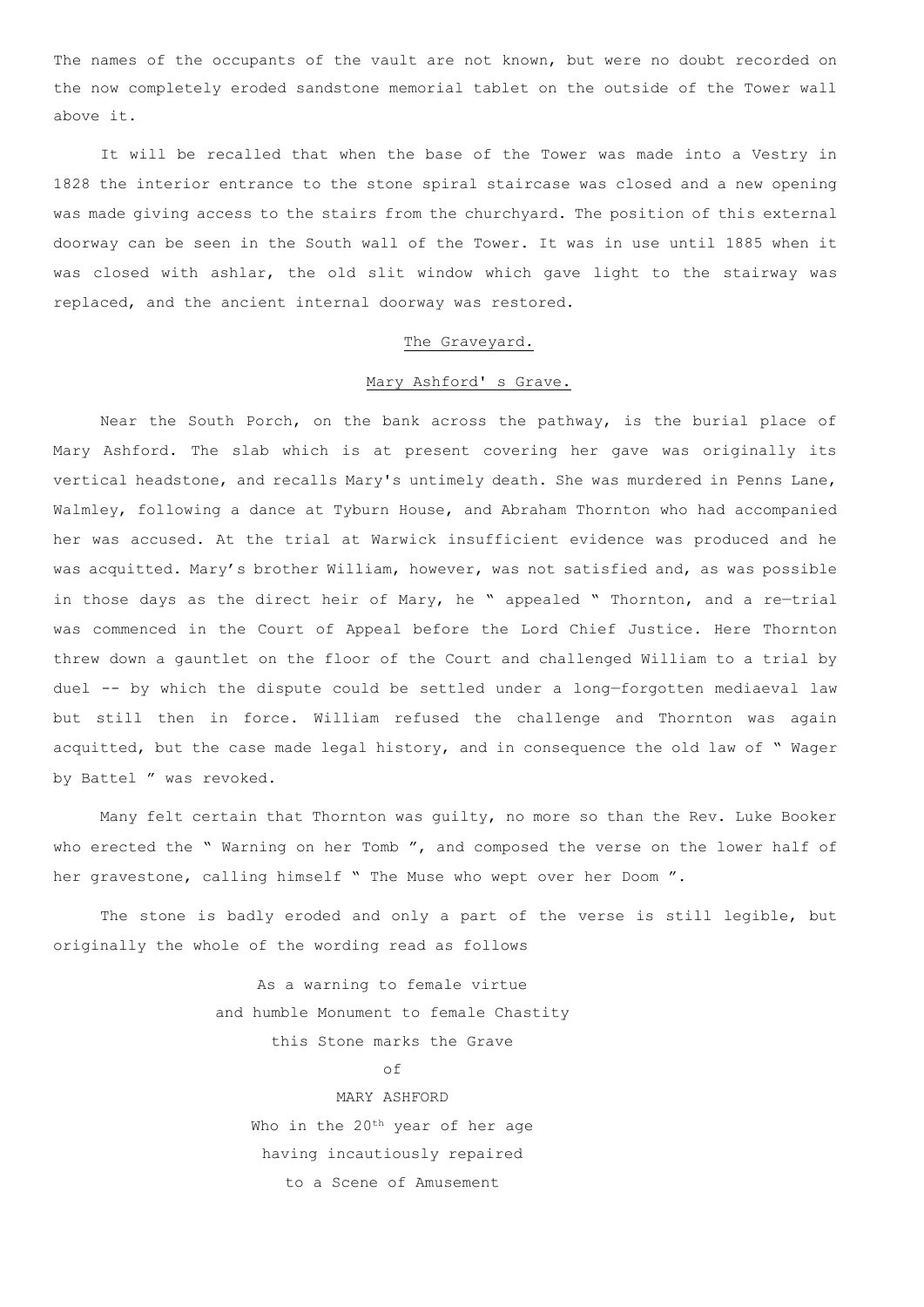The names of the occupants of the vault are not known, but were no doubt recorded on the now completely eroded sandstone memorial tablet on the outside of the Tower wall above it.

It will be recalled that when the base of the Tower was made into a Vestry in 1828 the interior entrance to the stone spiral staircase was closed and a new opening was made giving access to the stairs from the churchyard. The position of this external doorway can be seen in the South wall of the Tower. It was in use until 1885 when it was closed with ashlar, the old slit window which gave light to the stairway was replaced, and the ancient internal doorway was restored.

## The Graveyard.

### Mary Ashford' s Grave.

Near the South Porch, on the bank across the pathway, is the burial place of Mary Ashford. The slab which is at present covering her gave was originally its vertical headstone, and recalls Mary's untimely death. She was murdered in Penns Lane, Walmley, following a dance at Tyburn House, and Abraham Thornton who had accompanied her was accused. At the trial at Warwick insufficient evidence was produced and he was acquitted. Mary's brother William, however, was not satisfied and, as was possible in those days as the direct heir of Mary, he " appealed " Thornton, and a re—trial was commenced in the Court of Appeal before the Lord Chief Justice. Here Thornton threw down a gauntlet on the floor of the Court and challenged William to a trial by duel -- by which the dispute could be settled under a long—forgotten mediaeval law but still then in force. William refused the challenge and Thornton was again acquitted, but the case made legal history, and in consequence the old law of " Wager by Battel " was revoked.

Many felt certain that Thornton was guilty, no more so than the Rev. Luke Booker who erected the " Warning on her Tomb ", and composed the verse on the lower half of her gravestone, calling himself " The Muse who wept over her Doom ".

The stone is badly eroded and only a part of the verse is still legible, but originally the whole of the wording read as follows

As a warning to female virtue
and humble Monument to female Chastity
this Stone marks the Grave
of
MARY ASHFORD
Who in the 20th year of her age
having incautiously repaired
to a Scene of Amusement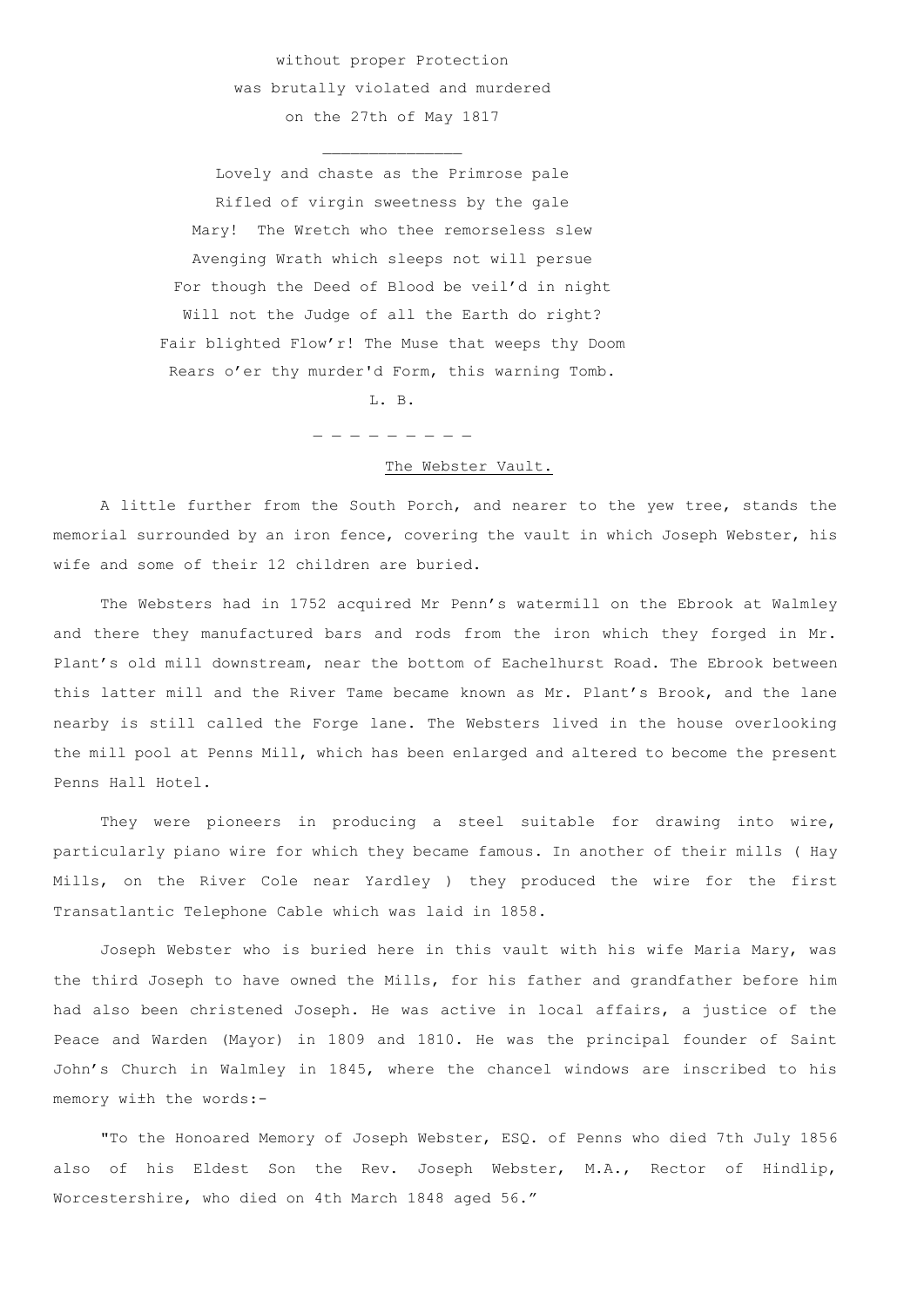without proper Protection  
was brutally violated and murdered  
on the 27th of May 1817

______________

Lovely and chaste as the Primrose pale  
Rifled of virgin sweetness by the gale  
Mary!  The Wretch who thee remorseless slew  
Avenging Wrath which sleeps not will persue  
For though the Deed of Blood be veil'd in night  
Will not the Judge of all the Earth do right?  
Fair blighted Flow'r! The Muse that weeps thy Doom  
Rears o'er thy murder'd Form, this warning Tomb.

L. B.

_ _ _ _ _ _ _ _ _

## The Webster Vault.

A little further from the South Porch, and nearer to the yew tree, stands the memorial surrounded by an iron fence, covering the vault in which Joseph Webster, his wife and some of their 12 children are buried.

The Websters had in 1752 acquired Mr Penn's watermill on the Ebrook at Walmley and there they manufactured bars and rods from the iron which they forged in Mr. Plant's old mill downstream, near the bottom of Eachelhurst Road. The Ebrook between this latter mill and the River Tame became known as Mr. Plant's Brook, and the lane nearby is still called the Forge lane. The Websters lived in the house overlooking the mill pool at Penns Mill, which has been enlarged and altered to become the present Penns Hall Hotel.

They were pioneers in producing a steel suitable for drawing into wire, particularly piano wire for which they became famous. In another of their mills ( Hay Mills, on the River Cole near Yardley ) they produced the wire for the first Transatlantic Telephone Cable which was laid in 1858.

Joseph Webster who is buried here in this vault with his wife Maria Mary, was the third Joseph to have owned the Mills, for his father and grandfather before him had also been christened Joseph. He was active in local affairs, a justice of the Peace and Warden (Mayor) in 1809 and 1810. He was the principal founder of Saint John's Church in Walmley in 1845, where the chancel windows are inscribed to his memory with the words:-

"To the Honoared Memory of Joseph Webster, ESQ. of Penns who died 7th July 1856 also of his Eldest Son the Rev. Joseph Webster, M.A., Rector of Hindlip, Worcestershire, who died on 4th March 1848 aged 56."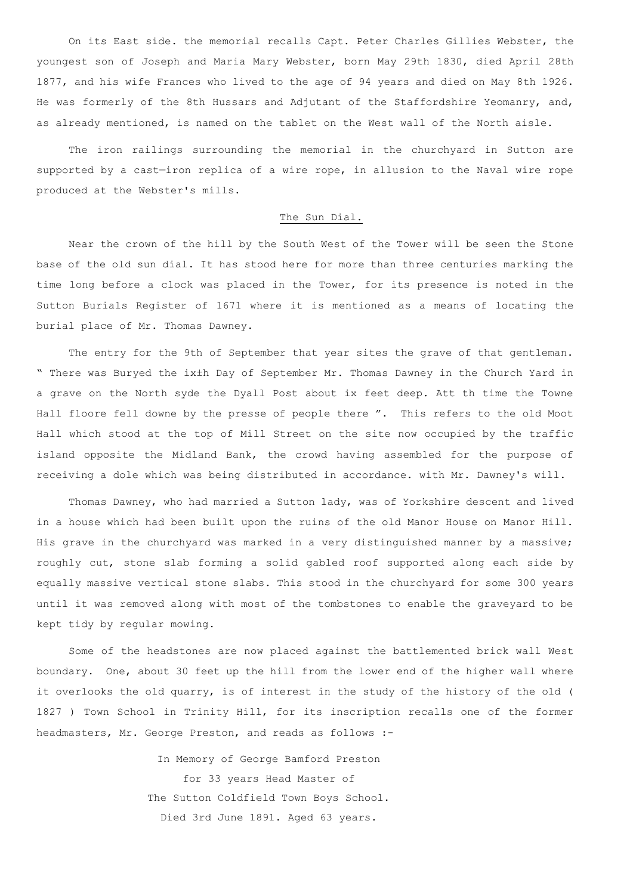On its East side. the memorial recalls Capt. Peter Charles Gillies Webster, the youngest son of Joseph and Maria Mary Webster, born May 29th 1830, died April 28th 1877, and his wife Frances who lived to the age of 94 years and died on May 8th 1926. He was formerly of the 8th Hussars and Adjutant of the Staffordshire Yeomanry, and, as already mentioned, is named on the tablet on the West wall of the North aisle.

The iron railings surrounding the memorial in the churchyard in Sutton are supported by a cast—iron replica of a wire rope, in allusion to the Naval wire rope produced at the Webster's mills.

## The Sun Dial.

Near the crown of the hill by the South West of the Tower will be seen the Stone base of the old sun dial. It has stood here for more than three centuries marking the time long before a clock was placed in the Tower, for its presence is noted in the Sutton Burials Register of 1671 where it is mentioned as a means of locating the burial place of Mr. Thomas Dawney.

The entry for the 9th of September that year sites the grave of that gentleman. " There was Buryed the ix±h Day of September Mr. Thomas Dawney in the Church Yard in a grave on the North syde the Dyall Post about ix feet deep. Att th time the Towne Hall floore fell downe by the presse of people there ". This refers to the old Moot Hall which stood at the top of Mill Street on the site now occupied by the traffic island opposite the Midland Bank, the crowd having assembled for the purpose of receiving a dole which was being distributed in accordance. with Mr. Dawney's will.

Thomas Dawney, who had married a Sutton lady, was of Yorkshire descent and lived in a house which had been built upon the ruins of the old Manor House on Manor Hill. His grave in the churchyard was marked in a very distinguished manner by a massive; roughly cut, stone slab forming a solid gabled roof supported along each side by equally massive vertical stone slabs. This stood in the churchyard for some 300 years until it was removed along with most of the tombstones to enable the graveyard to be kept tidy by regular mowing.

Some of the headstones are now placed against the battlemented brick wall West boundary. One, about 30 feet up the hill from the lower end of the higher wall where it overlooks the old quarry, is of interest in the study of the history of the old ( 1827 ) Town School in Trinity Hill, for its inscription recalls one of the former headmasters, Mr. George Preston, and reads as follows :-

In Memory of George Bamford Preston
for 33 years Head Master of
The Sutton Coldfield Town Boys School.
Died 3rd June 1891. Aged 63 years.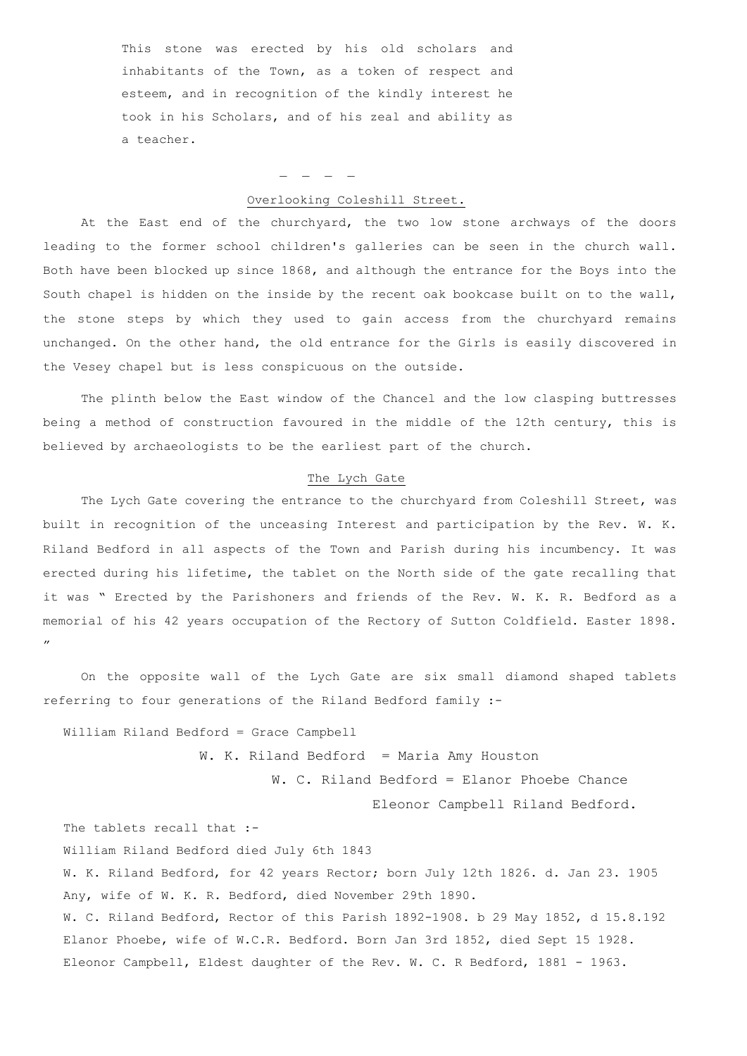This stone was erected by his old scholars and inhabitants of the Town, as a token of respect and esteem, and in recognition of the kindly interest he took in his Scholars, and of his zeal and ability as a teacher.

– – – –

## Overlooking Coleshill Street.

At the East end of the churchyard, the two low stone archways of the doors leading to the former school children's galleries can be seen in the church wall. Both have been blocked up since 1868, and although the entrance for the Boys into the South chapel is hidden on the inside by the recent oak bookcase built on to the wall, the stone steps by which they used to gain access from the churchyard remains unchanged. On the other hand, the old entrance for the Girls is easily discovered in the Vesey chapel but is less conspicuous on the outside.

The plinth below the East window of the Chancel and the low clasping buttresses being a method of construction favoured in the middle of the 12th century, this is believed by archaeologists to be the earliest part of the church.

## The Lych Gate

The Lych Gate covering the entrance to the churchyard from Coleshill Street, was built in recognition of the unceasing Interest and participation by the Rev. W. K. Riland Bedford in all aspects of the Town and Parish during his incumbency. It was erected during his lifetime, the tablet on the North side of the gate recalling that it was " Erected by the Parishoners and friends of the Rev. W. K. R. Bedford as a memorial of his 42 years occupation of the Rectory of Sutton Coldfield. Easter 1898. "

On the opposite wall of the Lych Gate are six small diamond shaped tablets referring to four generations of the Riland Bedford family :-

William Riland Bedford = Grace Campbell

W. K. Riland Bedford = Maria Amy Houston

W. C. Riland Bedford = Elanor Phoebe Chance

Eleonor Campbell Riland Bedford.

The tablets recall that :-

William Riland Bedford died July 6th 1843

W. K. Riland Bedford, for 42 years Rector; born July 12th 1826. d. Jan 23. 1905

Any, wife of W. K. R. Bedford, died November 29th 1890.

W. C. Riland Bedford, Rector of this Parish 1892-1908. b 29 May 1852, d 15.8.192

Elanor Phoebe, wife of W.C.R. Bedford. Born Jan 3rd 1852, died Sept 15 1928.

Eleonor Campbell, Eldest daughter of the Rev. W. C. R Bedford, 1881 - 1963.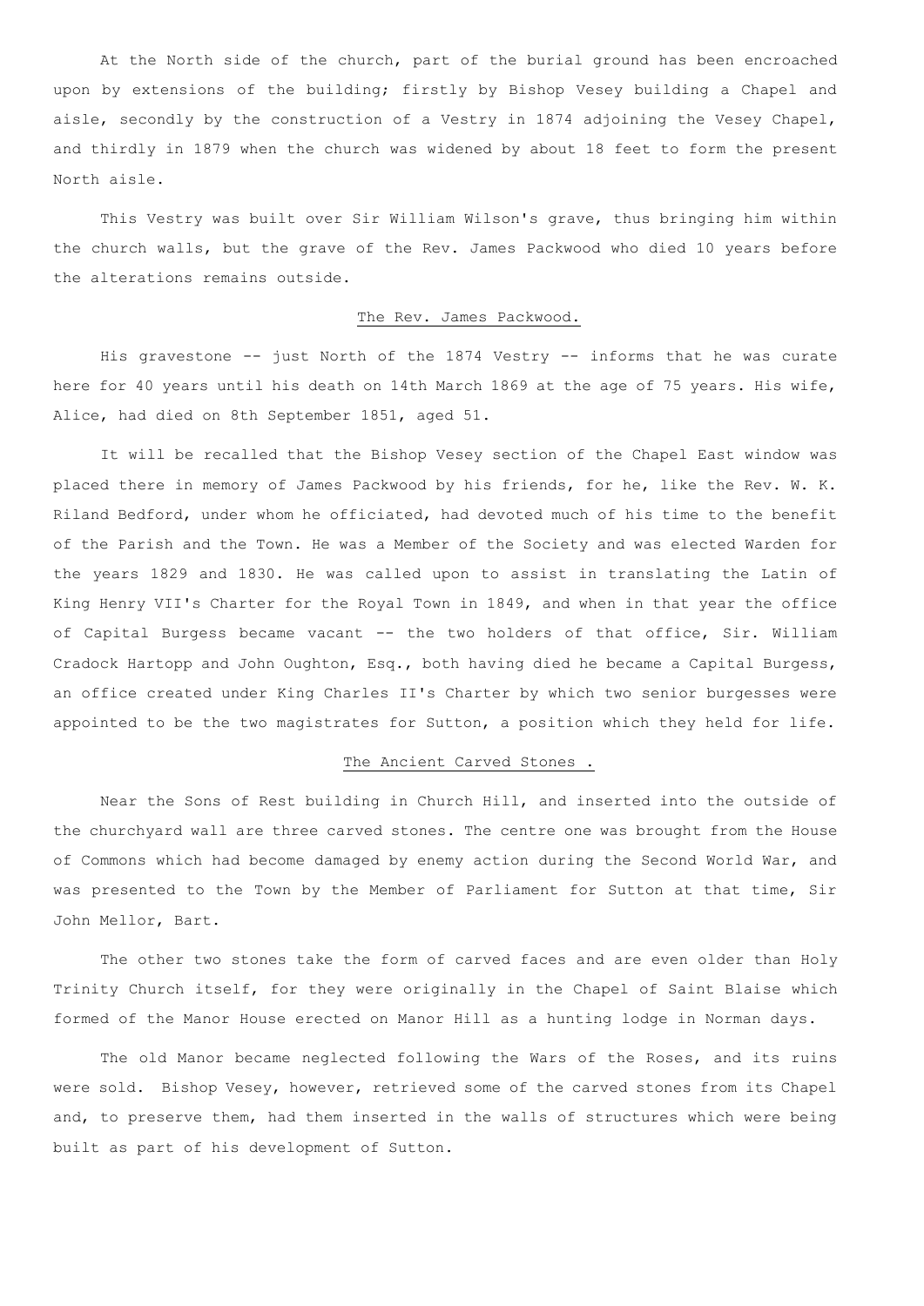At the North side of the church, part of the burial ground has been encroached upon by extensions of the building; firstly by Bishop Vesey building a Chapel and aisle, secondly by the construction of a Vestry in 1874 adjoining the Vesey Chapel, and thirdly in 1879 when the church was widened by about 18 feet to form the present North aisle.

This Vestry was built over Sir William Wilson's grave, thus bringing him within the church walls, but the grave of the Rev. James Packwood who died 10 years before the alterations remains outside.

## The Rev. James Packwood.

His gravestone -- just North of the 1874 Vestry -- informs that he was curate here for 40 years until his death on 14th March 1869 at the age of 75 years. His wife, Alice, had died on 8th September 1851, aged 51.

It will be recalled that the Bishop Vesey section of the Chapel East window was placed there in memory of James Packwood by his friends, for he, like the Rev. W. K. Riland Bedford, under whom he officiated, had devoted much of his time to the benefit of the Parish and the Town. He was a Member of the Society and was elected Warden for the years 1829 and 1830. He was called upon to assist in translating the Latin of King Henry VII's Charter for the Royal Town in 1849, and when in that year the office of Capital Burgess became vacant -- the two holders of that office, Sir. William Cradock Hartopp and John Oughton, Esq., both having died he became a Capital Burgess, an office created under King Charles II's Charter by which two senior burgesses were appointed to be the two magistrates for Sutton, a position which they held for life.

## The Ancient Carved Stones .

Near the Sons of Rest building in Church Hill, and inserted into the outside of the churchyard wall are three carved stones. The centre one was brought from the House of Commons which had become damaged by enemy action during the Second World War, and was presented to the Town by the Member of Parliament for Sutton at that time, Sir John Mellor, Bart.

The other two stones take the form of carved faces and are even older than Holy Trinity Church itself, for they were originally in the Chapel of Saint Blaise which formed of the Manor House erected on Manor Hill as a hunting lodge in Norman days.

The old Manor became neglected following the Wars of the Roses, and its ruins were sold. Bishop Vesey, however, retrieved some of the carved stones from its Chapel and, to preserve them, had them inserted in the walls of structures which were being built as part of his development of Sutton.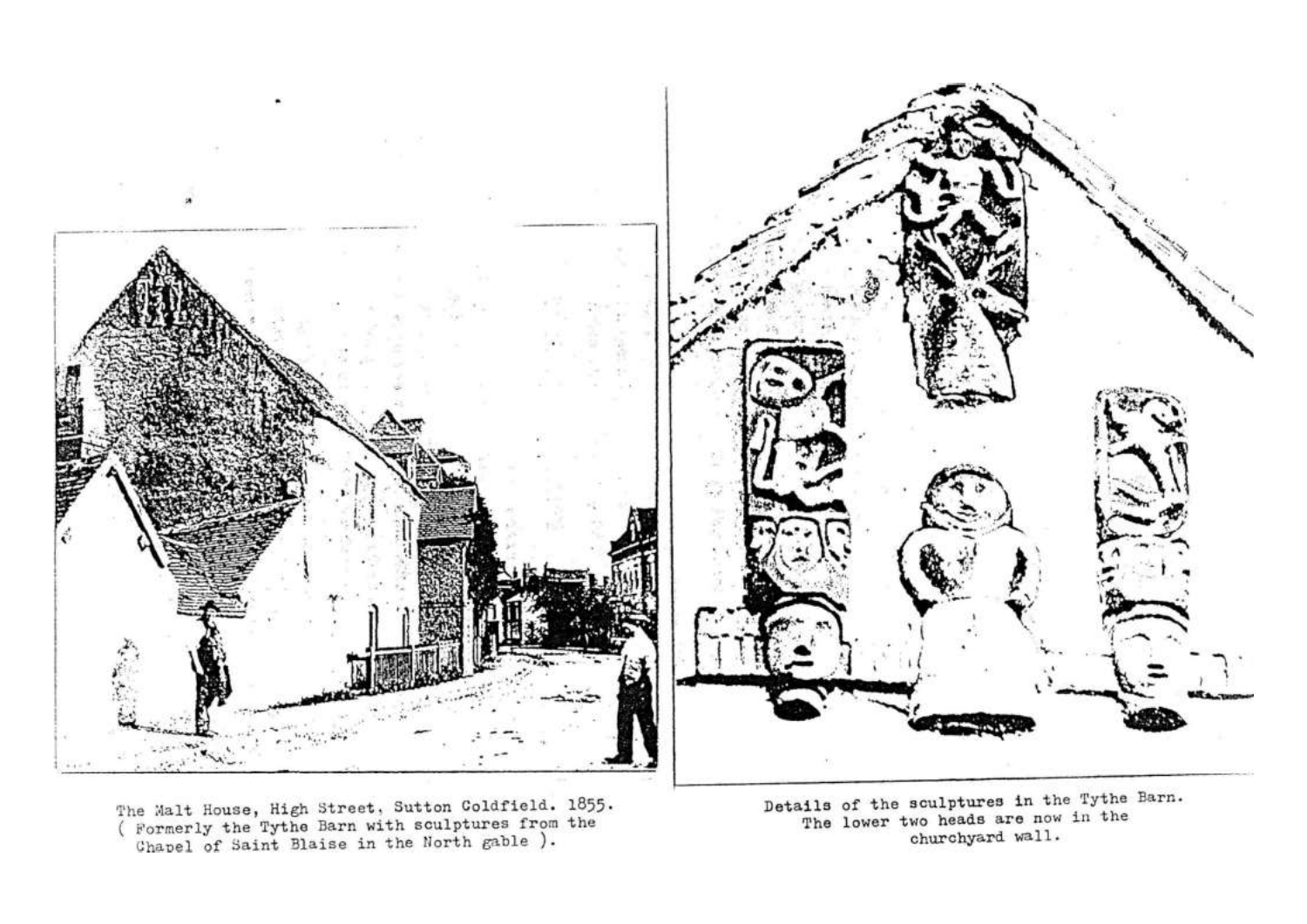The Malt House, High Street, Sutton Coldfield. 1855.
( Formerly the Tythe Barn with sculptures from the Chapel of Saint Blaise in the North gable ).

Details of the sculptures in the Tythe Barn.
The lower two heads are now in the churchyard wall.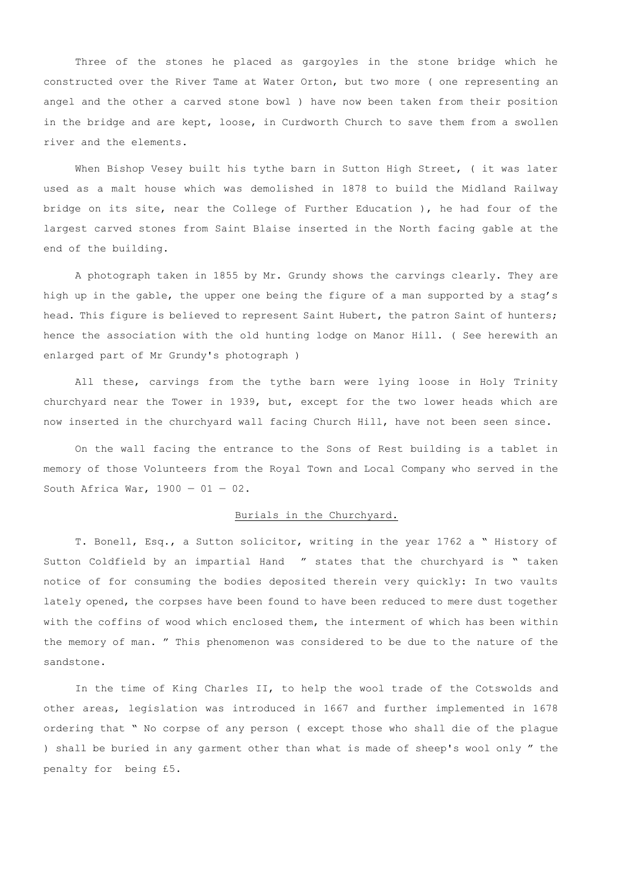Three of the stones he placed as gargoyles in the stone bridge which he constructed over the River Tame at Water Orton, but two more ( one representing an angel and the other a carved stone bowl ) have now been taken from their position in the bridge and are kept, loose, in Curdworth Church to save them from a swollen river and the elements.

When Bishop Vesey built his tythe barn in Sutton High Street, ( it was later used as a malt house which was demolished in 1878 to build the Midland Railway bridge on its site, near the College of Further Education ), he had four of the largest carved stones from Saint Blaise inserted in the North facing gable at the end of the building.

A photograph taken in 1855 by Mr. Grundy shows the carvings clearly. They are high up in the gable, the upper one being the figure of a man supported by a stag's head. This figure is believed to represent Saint Hubert, the patron Saint of hunters; hence the association with the old hunting lodge on Manor Hill. ( See herewith an enlarged part of Mr Grundy's photograph )

All these, carvings from the tythe barn were lying loose in Holy Trinity churchyard near the Tower in 1939, but, except for the two lower heads which are now inserted in the churchyard wall facing Church Hill, have not been seen since.

On the wall facing the entrance to the Sons of Rest building is a tablet in memory of those Volunteers from the Royal Town and Local Company who served in the South Africa War, 1900 — 01 — 02.

## Burials in the Churchyard.

T. Bonell, Esq., a Sutton solicitor, writing in the year 1762 a " History of Sutton Coldfield by an impartial Hand " states that the churchyard is " taken notice of for consuming the bodies deposited therein very quickly: In two vaults lately opened, the corpses have been found to have been reduced to mere dust together with the coffins of wood which enclosed them, the interment of which has been within the memory of man. " This phenomenon was considered to be due to the nature of the sandstone.

In the time of King Charles II, to help the wool trade of the Cotswolds and other areas, legislation was introduced in 1667 and further implemented in 1678 ordering that " No corpse of any person ( except those who shall die of the plague ) shall be buried in any garment other than what is made of sheep's wool only " the penalty for being £5.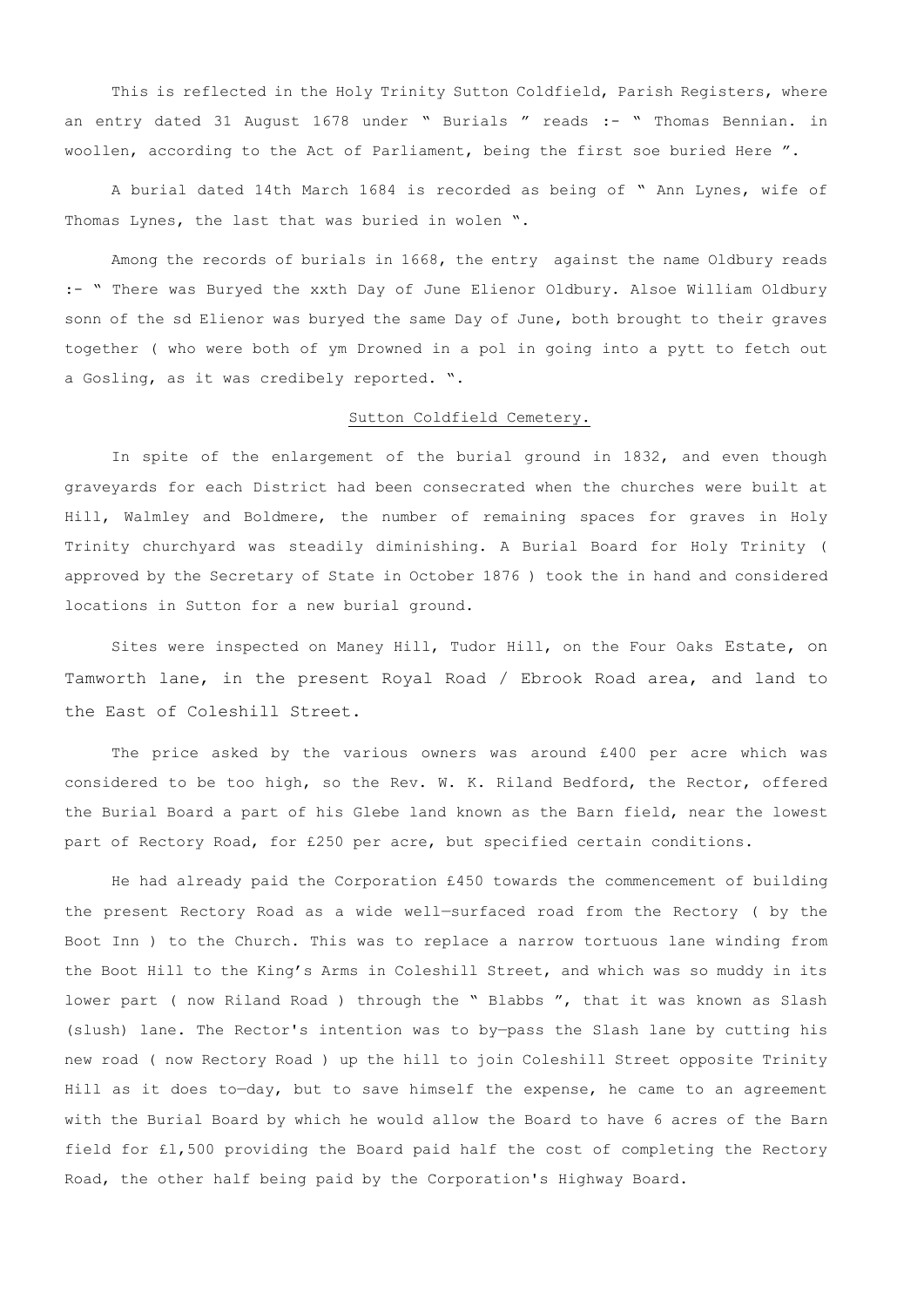This is reflected in the Holy Trinity Sutton Coldfield, Parish Registers, where an entry dated 31 August 1678 under " Burials " reads :- " Thomas Bennian. in woollen, according to the Act of Parliament, being the first soe buried Here ".

A burial dated 14th March 1684 is recorded as being of " Ann Lynes, wife of Thomas Lynes, the last that was buried in wolen ".

Among the records of burials in 1668, the entry against the name Oldbury reads :- " There was Buryed the xxth Day of June Elienor Oldbury. Alsoe William Oldbury sonn of the sd Elienor was buryed the same Day of June, both brought to their graves together ( who were both of ym Drowned in a pol in going into a pytt to fetch out a Gosling, as it was credibely reported. ".

## Sutton Coldfield Cemetery.

In spite of the enlargement of the burial ground in 1832, and even though graveyards for each District had been consecrated when the churches were built at Hill, Walmley and Boldmere, the number of remaining spaces for graves in Holy Trinity churchyard was steadily diminishing. A Burial Board for Holy Trinity ( approved by the Secretary of State in October 1876 ) took the in hand and considered locations in Sutton for a new burial ground.

Sites were inspected on Maney Hill, Tudor Hill, on the Four Oaks Estate, on Tamworth lane, in the present Royal Road / Ebrook Road area, and land to the East of Coleshill Street.

The price asked by the various owners was around £400 per acre which was considered to be too high, so the Rev. W. K. Riland Bedford, the Rector, offered the Burial Board a part of his Glebe land known as the Barn field, near the lowest part of Rectory Road, for £250 per acre, but specified certain conditions.

He had already paid the Corporation £450 towards the commencement of building the present Rectory Road as a wide well—surfaced road from the Rectory ( by the Boot Inn ) to the Church. This was to replace a narrow tortuous lane winding from the Boot Hill to the King's Arms in Coleshill Street, and which was so muddy in its lower part ( now Riland Road ) through the " Blabbs ", that it was known as Slash (slush) lane. The Rector's intention was to by—pass the Slash lane by cutting his new road ( now Rectory Road ) up the hill to join Coleshill Street opposite Trinity Hill as it does to—day, but to save himself the expense, he came to an agreement with the Burial Board by which he would allow the Board to have 6 acres of the Barn field for £1,500 providing the Board paid half the cost of completing the Rectory Road, the other half being paid by the Corporation's Highway Board.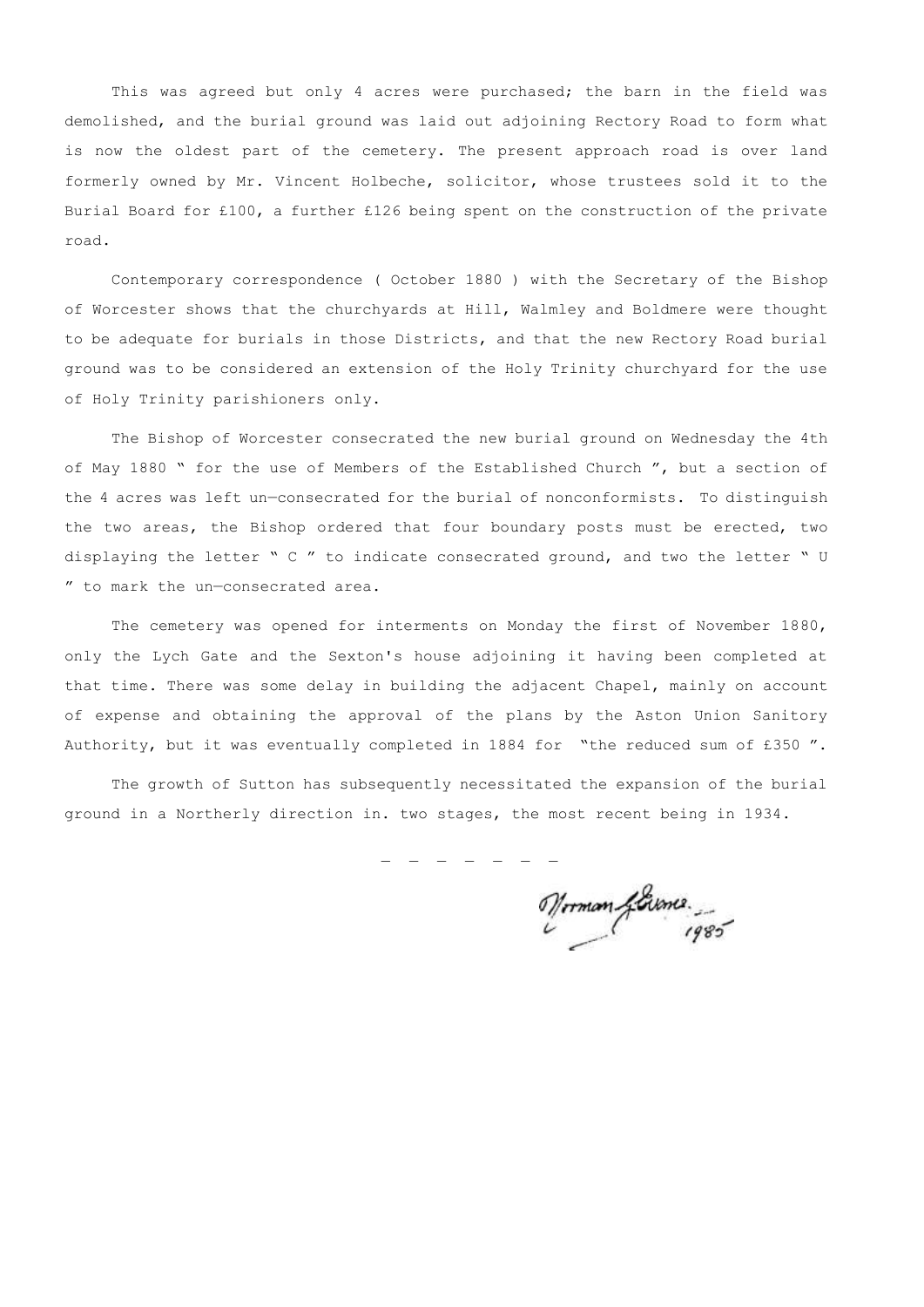This was agreed but only 4 acres were purchased; the barn in the field was demolished, and the burial ground was laid out adjoining Rectory Road to form what is now the oldest part of the cemetery. The present approach road is over land formerly owned by Mr. Vincent Holbeche, solicitor, whose trustees sold it to the Burial Board for £100, a further £126 being spent on the construction of the private road.

Contemporary correspondence ( October 1880 ) with the Secretary of the Bishop of Worcester shows that the churchyards at Hill, Walmley and Boldmere were thought to be adequate for burials in those Districts, and that the new Rectory Road burial ground was to be considered an extension of the Holy Trinity churchyard for the use of Holy Trinity parishioners only.

The Bishop of Worcester consecrated the new burial ground on Wednesday the 4th of May 1880 " for the use of Members of the Established Church ", but a section of the 4 acres was left un—consecrated for the burial of nonconformists. To distinguish the two areas, the Bishop ordered that four boundary posts must be erected, two displaying the letter " C " to indicate consecrated ground, and two the letter " U " to mark the un—consecrated area.

The cemetery was opened for interments on Monday the first of November 1880, only the Lych Gate and the Sexton's house adjoining it having been completed at that time. There was some delay in building the adjacent Chapel, mainly on account of expense and obtaining the approval of the plans by the Aston Union Sanitory Authority, but it was eventually completed in 1884 for "the reduced sum of £350 ".

The growth of Sutton has subsequently necessitated the expansion of the burial ground in a Northerly direction in. two stages, the most recent being in 1934.

— — — — — — —

Norman G. Evans. 1985